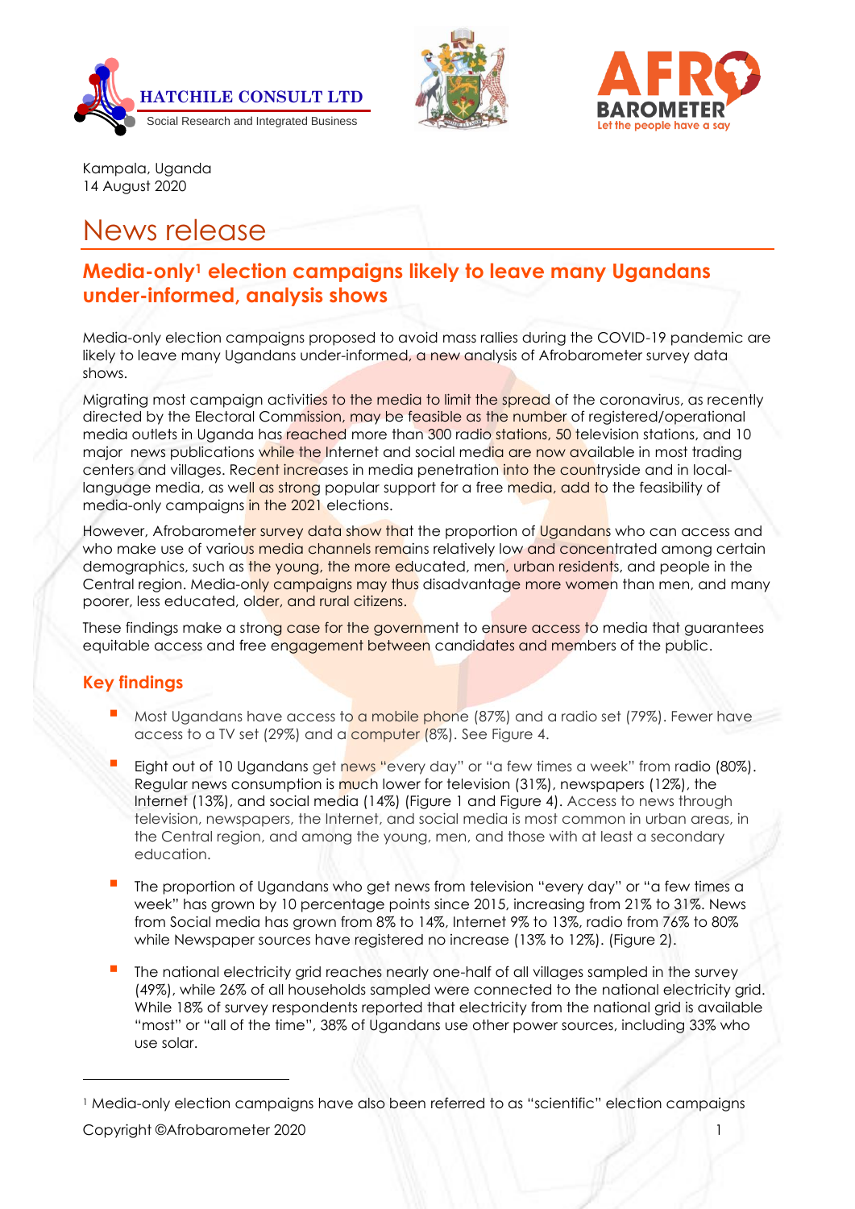Kampala, Uganda
14 August 2020

# News release

## Media-only[1] election campaigns likely to leave many Ugandans under-informed, analysis shows

Media-only election campaigns proposed to avoid mass rallies during the COVID-19 pandemic are likely to leave many Ugandans under-informed, a new analysis of Afrobarometer survey data shows.

Migrating most campaign activities to the media to limit the spread of the coronavirus, as recently directed by the Electoral Commission, may be feasible as the number of registered/operational media outlets in Uganda has reached more than 300 radio stations, 50 television stations, and 10 major news publications while the Internet and social media are now available in most trading centers and villages. Recent increases in media penetration into the countryside and in local-language media, as well as strong popular support for a free media, add to the feasibility of media-only campaigns in the 2021 elections.

However, Afrobarometer survey data show that the proportion of Ugandans who can access and who make use of various media channels remains relatively low and concentrated among certain demographics, such as the young, the more educated, men, urban residents, and people in the Central region. Media-only campaigns may thus disadvantage more women than men, and many poorer, less educated, older, and rural citizens.

These findings make a strong case for the government to ensure access to media that guarantees equitable access and free engagement between candidates and members of the public.

### Key findings

- Most Ugandans have access to a mobile phone (87%) and a radio set (79%). Fewer have access to a TV set (29%) and a computer (8%). See Figure 4.
- Eight out of 10 Ugandans get news "every day" or "a few times a week" from radio (80%). Regular news consumption is much lower for television (31%), newspapers (12%), the Internet (13%), and social media (14%) (Figure 1 and Figure 4). Access to news through television, newspapers, the Internet, and social media is most common in urban areas, in the Central region, and among the young, men, and those with at least a secondary education.
- The proportion of Ugandans who get news from television "every day" or "a few times a week" has grown by 10 percentage points since 2015, increasing from 21% to 31%. News from Social media has grown from 8% to 14%, Internet 9% to 13%, radio from 76% to 80% while Newspaper sources have registered no increase (13% to 12%). (Figure 2).
- The national electricity grid reaches nearly one-half of all villages sampled in the survey (49%), while 26% of all households sampled were connected to the national electricity grid. While 18% of survey respondents reported that electricity from the national grid is available "most" or "all of the time", 38% of Ugandans use other power sources, including 33% who use solar.

---

[1] Media-only election campaigns have also been referred to as "scientific" election campaigns

Copyright ©Afrobarometer 2020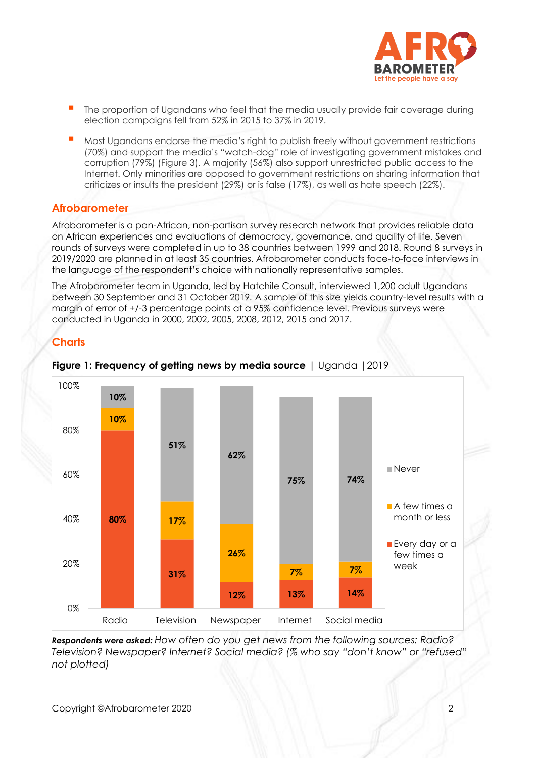- The proportion of Ugandans who feel that the media usually provide fair coverage during election campaigns fell from 52% in 2015 to 37% in 2019.
- Most Ugandans endorse the media's right to publish freely without government restrictions (70%) and support the media's "watch-dog" role of investigating government mistakes and corruption (79%) (Figure 3). A majority (56%) also support unrestricted public access to the Internet. Only minorities are opposed to government restrictions on sharing information that criticizes or insults the president (29%) or is false (17%), as well as hate speech (22%).

## Afrobarometer

Afrobarometer is a pan-African, non-partisan survey research network that provides reliable data on African experiences and evaluations of democracy, governance, and quality of life. Seven rounds of surveys were completed in up to 38 countries between 1999 and 2018. Round 8 surveys in 2019/2020 are planned in at least 35 countries. Afrobarometer conducts face-to-face interviews in the language of the respondent's choice with nationally representative samples.

The Afrobarometer team in Uganda, led by Hatchile Consult, interviewed 1,200 adult Ugandans between 30 September and 31 October 2019. A sample of this size yields country-level results with a margin of error of +/-3 percentage points at a 95% confidence level. Previous surveys were conducted in Uganda in 2000, 2002, 2005, 2008, 2012, 2015 and 2017.

## Charts

**Figure 1: Frequency of getting news by media source** | Uganda | 2019

| | Radio | Television | Newspaper | Internet | Social media |
|---|---|---|---|---|---|
| Every day or a few times a week | 80% | 31% | 12% | 13% | 14% |
| A few times a month or less | 10% | 17% | 26% | 7% | 7% |
| Never | 10% | 51% | 62% | 75% | 74% |

***Respondents were asked:*** *How often do you get news from the following sources: Radio? Television? Newspaper? Internet? Social media? (% who say "don't know" or "refused" not plotted)*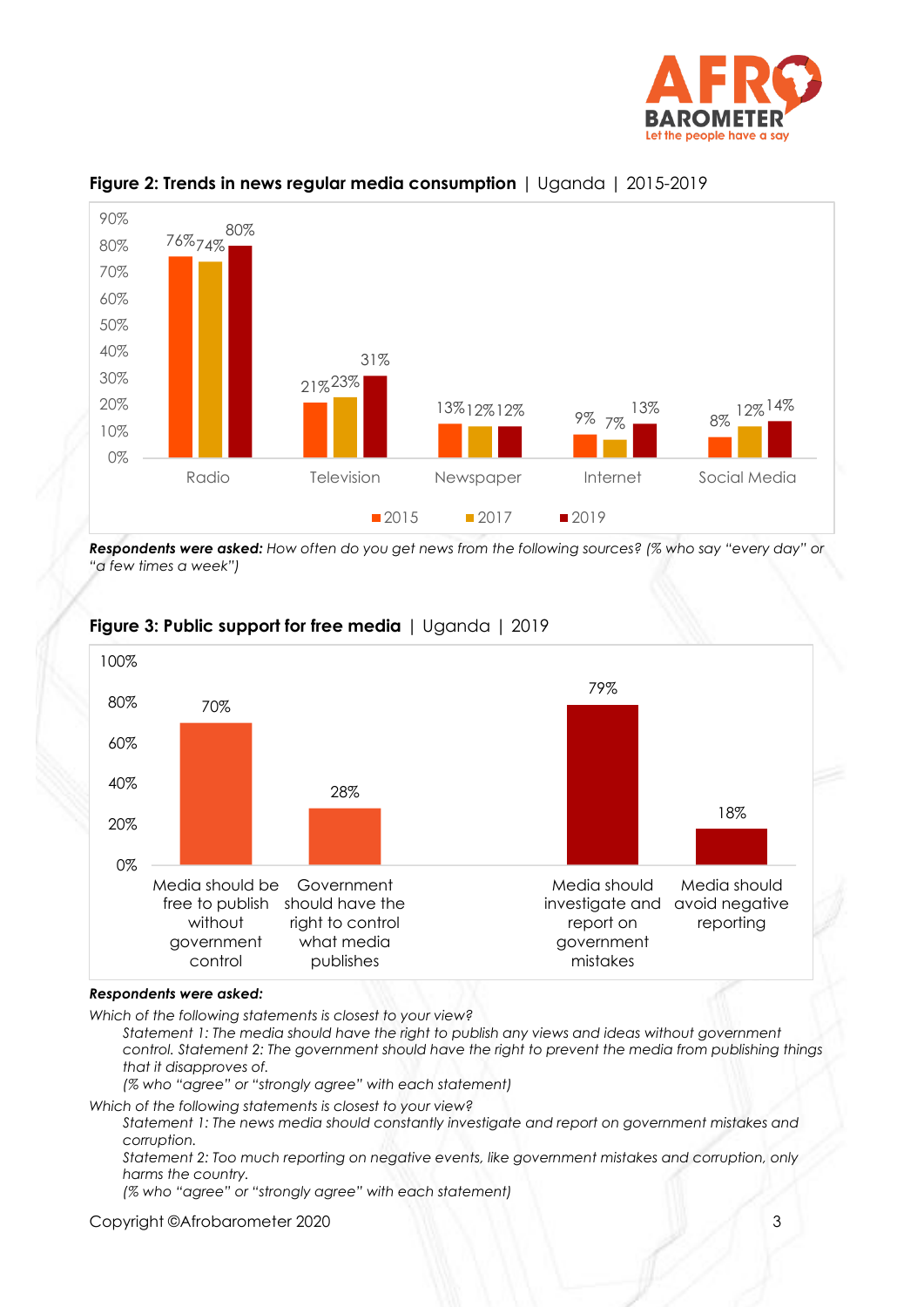**Figure 2: Trends in news regular media consumption** | Uganda | 2015-2019

| | 2015 | 2017 | 2019 |
|---|---|---|---|
| Radio | 76% | 74% | 80% |
| Television | 21% | 23% | 31% |
| Newspaper | 13% | 12% | 12% |
| Internet | 9% | 7% | 13% |
| Social Media | 8% | 12% | 14% |

***Respondents were asked:*** *How often do you get news from the following sources? (% who say "every day" or "a few times a week")*

**Figure 3: Public support for free media** | Uganda | 2019

| Statement | % |
|---|---|
| Media should be free to publish without government control | 70% |
| Government should have the right to control what media publishes | 28% |
| Media should investigate and report on government mistakes | 79% |
| Media should avoid negative reporting | 18% |

***Respondents were asked:***

*Which of the following statements is closest to your view?*

*Statement 1: The media should have the right to publish any views and ideas without government control. Statement 2: The government should have the right to prevent the media from publishing things that it disapproves of.*

*(% who "agree" or "strongly agree" with each statement)*

*Which of the following statements is closest to your view?*

*Statement 1: The news media should constantly investigate and report on government mistakes and corruption.*

*Statement 2: Too much reporting on negative events, like government mistakes and corruption, only harms the country.*

*(% who "agree" or "strongly agree" with each statement)*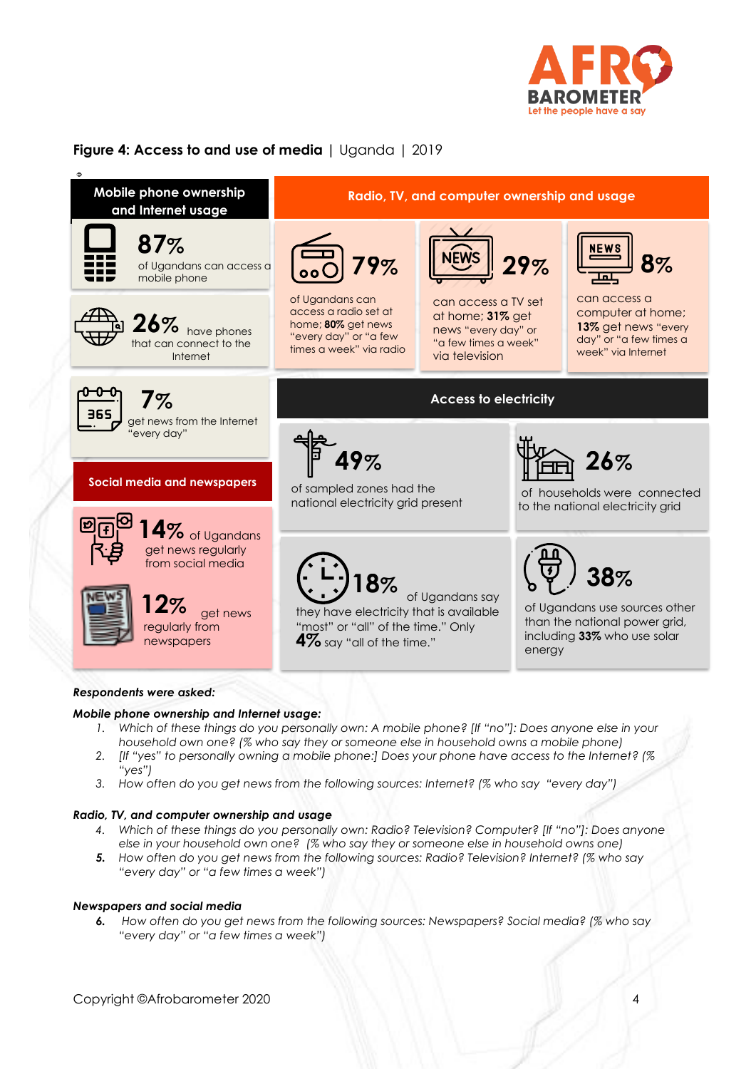**Figure 4: Access to and use of media** | Uganda | 2019

### Mobile phone ownership and Internet usage

**87%** of Ugandans can access a mobile phone

**26%** have phones that can connect to the Internet

**7%** get news from the Internet "every day"

### Radio, TV, and computer ownership and usage

**79%** of Ugandans can access a radio set at home; **80%** get news "every day" or "a few times a week" via radio

**29%** can access a TV set at home; **31%** get news "every day" or "a few times a week" via television

**8%** can access a computer at home; **13%** get news "every day" or "a few times a week" via Internet

### Social media and newspapers

**14%** of Ugandans get news regularly from social media

**12%** get news regularly from newspapers

### Access to electricity

**49%** of sampled zones had the national electricity grid present

**26%** of households were connected to the national electricity grid

**18%** of Ugandans say they have electricity that is available "most" or "all" of the time." Only **4%** say "all of the time."

**38%** of Ugandans use sources other than the national power grid, including **33%** who use solar energy

***Respondents were asked:***

***Mobile phone ownership and Internet usage:***

1. *Which of these things do you personally own: A mobile phone? [If "no"]: Does anyone else in your household own one? (% who say they or someone else in household owns a mobile phone)*
2. *[If "yes" to personally owning a mobile phone:] Does your phone have access to the Internet? (% "yes")*
3. *How often do you get news from the following sources: Internet? (% who say "every day")*

***Radio, TV, and computer ownership and usage***

4. *Which of these things do you personally own: Radio? Television? Computer? [If "no"]: Does anyone else in your household own one? (% who say they or someone else in household owns one)*
5. *How often do you get news from the following sources: Radio? Television? Internet? (% who say "every day" or "a few times a week")*

***Newspapers and social media***

6. *How often do you get news from the following sources: Newspapers? Social media? (% who say "every day" or "a few times a week")*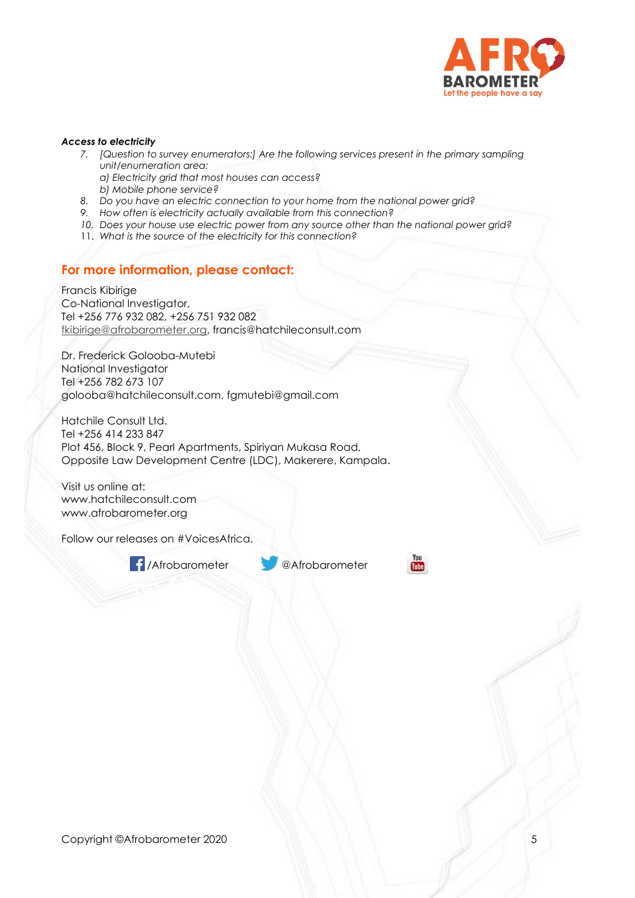***Access to electricity***

7. *[Question to survey enumerators:] Are the following services present in the primary sampling unit/enumeration area:*
   *a) Electricity grid that most houses can access?*
   *b) Mobile phone service?*
8. *Do you have an electric connection to your home from the national power grid?*
9. *How often is electricity actually available from this connection?*
10. *Does your house use electric power from any source other than the national power grid?*
11. *What is the source of the electricity for this connection?*

## For more information, please contact:

Francis Kibirige
Co-National Investigator,
Tel +256 776 932 082, +256 751 932 082
fkibirige@afrobarometer.org, francis@hatchileconsult.com

Dr. Frederick Golooba-Mutebi
National Investigator
Tel +256 782 673 107
golooba@hatchileconsult.com, fgmutebi@gmail.com

Hatchile Consult Ltd.
Tel +256 414 233 847
Plot 456, Block 9, Pearl Apartments, Spiriyan Mukasa Road,
Opposite Law Development Centre (LDC), Makerere, Kampala.

Visit us online at:
www.hatchileconsult.com
www.afrobarometer.org

Follow our releases on #VoicesAfrica.

/Afrobarometer @Afrobarometer

Copyright ©Afrobarometer 2020